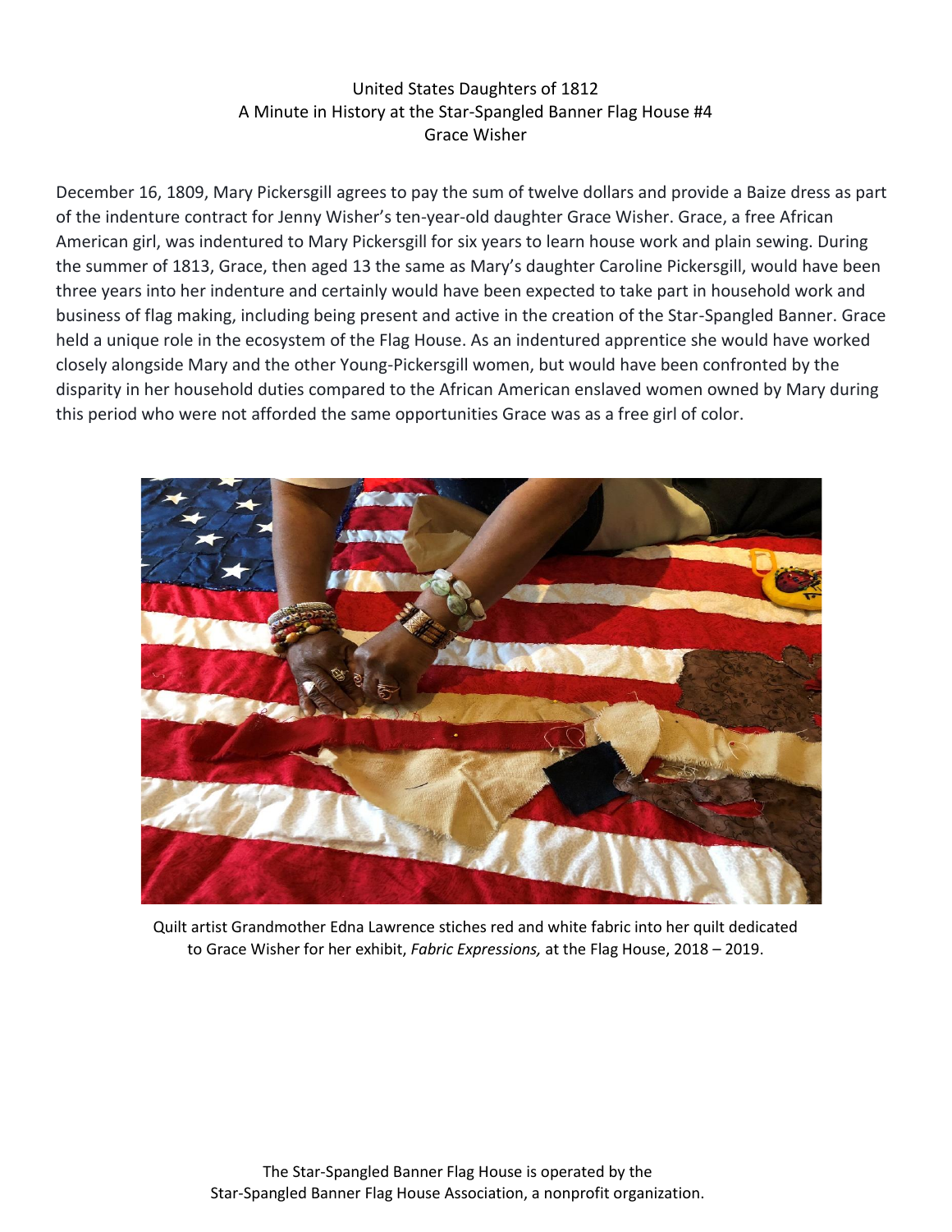United States Daughters of 1812
A Minute in History at the Star-Spangled Banner Flag House #4
Grace Wisher

December 16, 1809, Mary Pickersgill agrees to pay the sum of twelve dollars and provide a Baize dress as part of the indenture contract for Jenny Wisher's ten-year-old daughter Grace Wisher. Grace, a free African American girl, was indentured to Mary Pickersgill for six years to learn house work and plain sewing. During the summer of 1813, Grace, then aged 13 the same as Mary's daughter Caroline Pickersgill, would have been three years into her indenture and certainly would have been expected to take part in household work and business of flag making, including being present and active in the creation of the Star-Spangled Banner. Grace held a unique role in the ecosystem of the Flag House. As an indentured apprentice she would have worked closely alongside Mary and the other Young-Pickersgill women, but would have been confronted by the disparity in her household duties compared to the African American enslaved women owned by Mary during this period who were not afforded the same opportunities Grace was as a free girl of color.

Quilt artist Grandmother Edna Lawrence stiches red and white fabric into her quilt dedicated to Grace Wisher for her exhibit, *Fabric Expressions,* at the Flag House, 2018 – 2019.

The Star-Spangled Banner Flag House is operated by the Star-Spangled Banner Flag House Association, a nonprofit organization.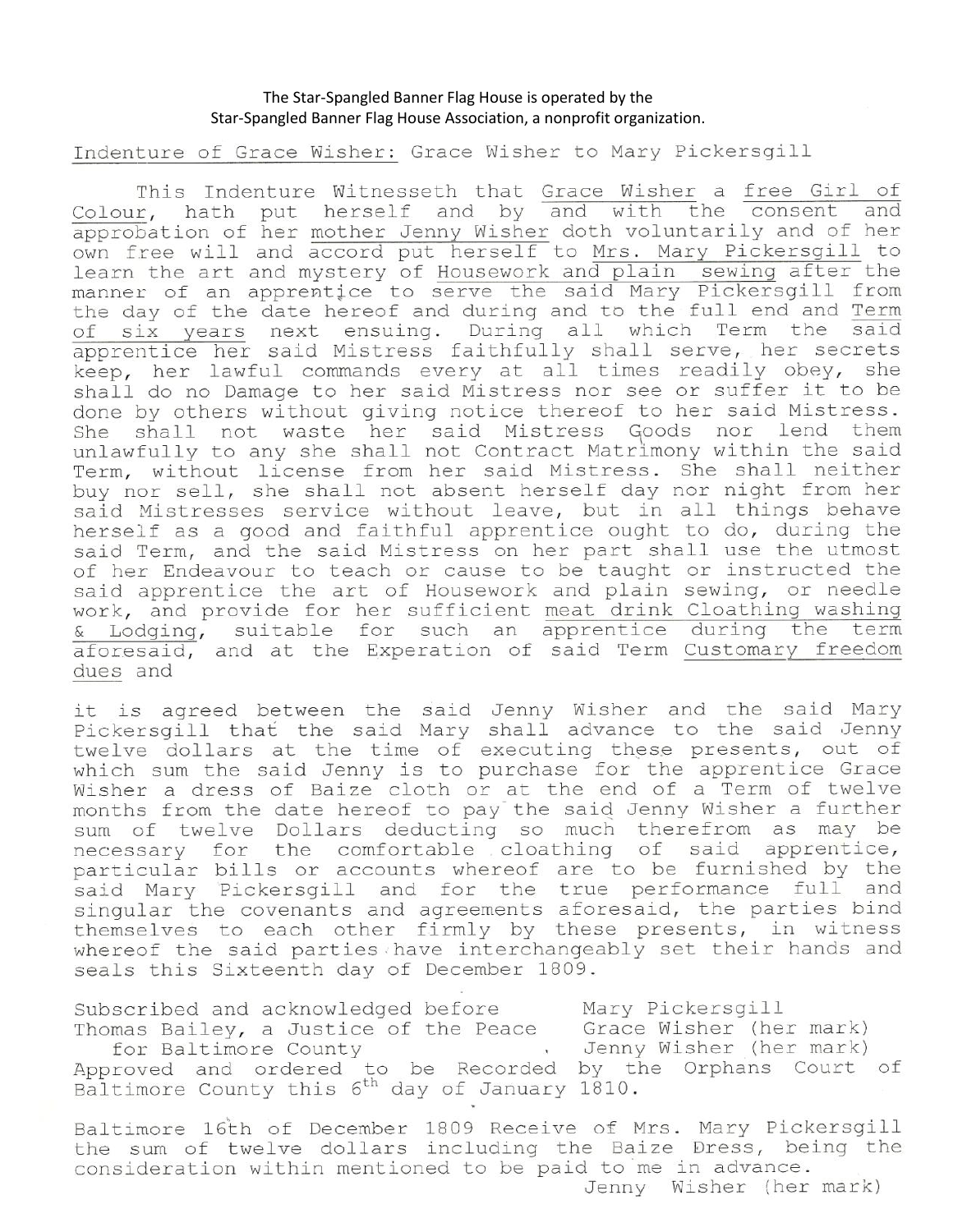The Star-Spangled Banner Flag House is operated by the Star-Spangled Banner Flag House Association, a nonprofit organization.

Indenture of Grace Wisher: Grace Wisher to Mary Pickersgill

This Indenture Witnesseth that Grace Wisher a free Girl of Colour, hath put herself and by and with the consent and approbation of her mother Jenny Wisher doth voluntarily and of her own free will and accord put herself to Mrs. Mary Pickersgill to learn the art and mystery of Housework and plain sewing after the manner of an apprentice to serve the said Mary Pickersgill from the day of the date hereof and during and to the full end and Term of six years next ensuing. During all which Term the said apprentice her said Mistress faithfully shall serve, her secrets keep, her lawful commands every at all times readily obey, she shall do no Damage to her said Mistress nor see or suffer it to be done by others without giving notice thereof to her said Mistress. She shall not waste her said Mistress Goods nor lend them unlawfully to any she shall not Contract Matrimony within the said Term, without license from her said Mistress. She shall neither buy nor sell, she shall not absent herself day nor night from her said Mistresses service without leave, but in all things behave herself as a good and faithful apprentice ought to do, during the said Term, and the said Mistress on her part shall use the utmost of her Endeavour to teach or cause to be taught or instructed the said apprentice the art of Housework and plain sewing, or needle work, and provide for her sufficient meat drink Cloathing washing & Lodging, suitable for such an apprentice during the term aforesaid, and at the Experation of said Term Customary freedom dues and

it is agreed between the said Jenny Wisher and the said Mary Pickersgill that the said Mary shall advance to the said Jenny twelve dollars at the time of executing these presents, out of which sum the said Jenny is to purchase for the apprentice Grace Wisher a dress of Baize cloth or at the end of a Term of twelve months from the date hereof to pay the said Jenny Wisher a further sum of twelve Dollars deducting so much therefrom as may be necessary for the comfortable cloathing of said apprentice, particular bills or accounts whereof are to be furnished by the said Mary Pickersgill and for the true performance full and singular the covenants and agreements aforesaid, the parties bind themselves to each other firmly by these presents, in witness whereof the said parties have interchangeably set their hands and seals this Sixteenth day of December 1809.

Subscribed and acknowledged before Thomas Bailey, a Justice of the Peace for Baltimore County

Mary Pickersgill
Grace Wisher (her mark)
Jenny Wisher (her mark)

Approved and ordered to be Recorded by the Orphans Court of Baltimore County this 6th day of January 1810.

Baltimore 16th of December 1809 Receive of Mrs. Mary Pickersgill the sum of twelve dollars including the Baize Dress, being the consideration within mentioned to be paid to me in advance.

Jenny Wisher (her mark)